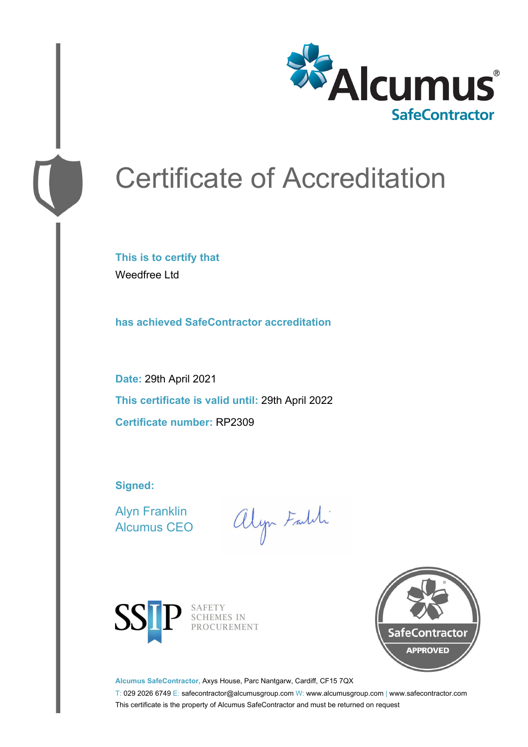Alcumus®
SafeContractor

# Certificate of Accreditation

**This is to certify that**

Weedfree Ltd

**has achieved SafeContractor accreditation**

**Date:** 29th April 2021

**This certificate is valid until:** 29th April 2022

**Certificate number:** RP2309

**Signed:**

Alyn Franklin
Alcumus CEO

SSIP SAFETY SCHEMES IN PROCUREMENT

SafeContractor APPROVED

**Alcumus SafeContractor,** Axys House, Parc Nantgarw, Cardiff, CF15 7QX

T: 029 2026 6749 E: safecontractor@alcumusgroup.com W: www.alcumusgroup.com | www.safecontractor.com

This certificate is the property of Alcumus SafeContractor and must be returned on request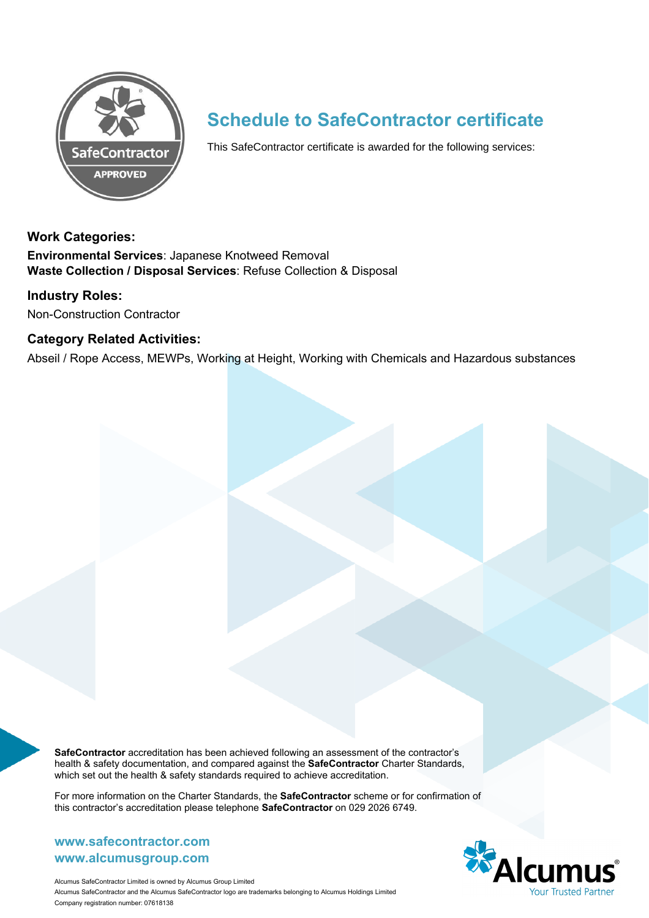# Schedule to SafeContractor certificate

This SafeContractor certificate is awarded for the following services:

## Work Categories:

**Environmental Services**: Japanese Knotweed Removal
**Waste Collection / Disposal Services**: Refuse Collection & Disposal

## Industry Roles:

Non-Construction Contractor

## Category Related Activities:

Abseil / Rope Access, MEWPs, Working at Height, Working with Chemicals and Hazardous substances

**SafeContractor** accreditation has been achieved following an assessment of the contractor's health & safety documentation, and compared against the **SafeContractor** Charter Standards, which set out the health & safety standards required to achieve accreditation.

For more information on the Charter Standards, the **SafeContractor** scheme or for confirmation of this contractor's accreditation please telephone **SafeContractor** on 029 2026 6749.

**www.safecontractor.com**
**www.alcumusgroup.com**

Alcumus SafeContractor Limited is owned by Alcumus Group Limited
Alcumus SafeContractor and the Alcumus SafeContractor logo are trademarks belonging to Alcumus Holdings Limited
Company registration number: 07618138

Alcumus
Your Trusted Partner